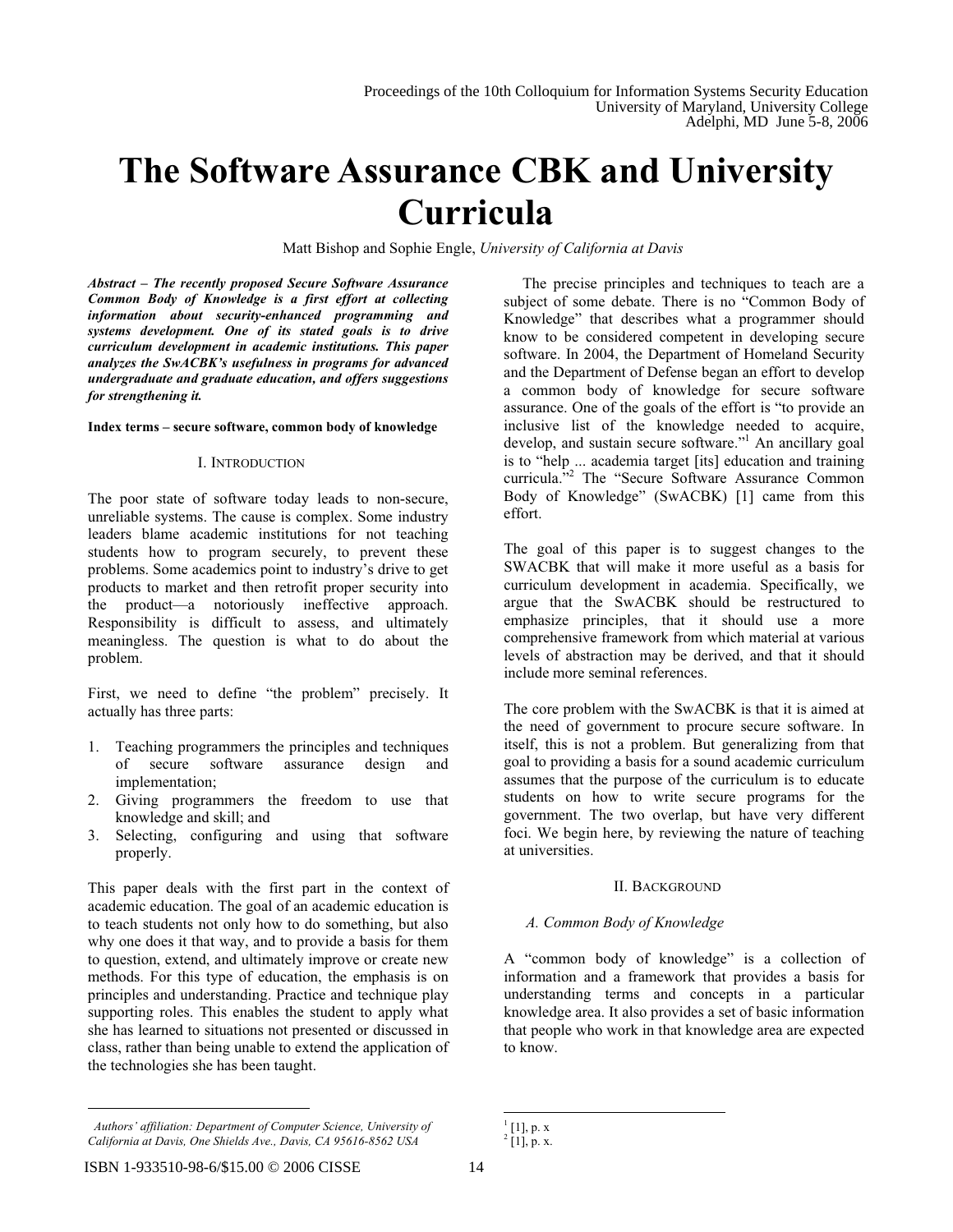# The Software Assurance CBK and University Curricula

Matt Bishop and Sophie Engle, *University of California at Davis*

***Abstract – The recently proposed Secure Software Assurance Common Body of Knowledge is a first effort at collecting information about security-enhanced programming and systems development. One of its stated goals is to drive curriculum development in academic institutions. This paper analyzes the SwACBK's usefulness in programs for advanced undergraduate and graduate education, and offers suggestions for strengthening it.***

**Index terms – secure software, common body of knowledge**

## I. Introduction

The poor state of software today leads to non-secure, unreliable systems. The cause is complex. Some industry leaders blame academic institutions for not teaching students how to program securely, to prevent these problems. Some academics point to industry's drive to get products to market and then retrofit proper security into the product—a notoriously ineffective approach. Responsibility is difficult to assess, and ultimately meaningless. The question is what to do about the problem.

First, we need to define "the problem" precisely. It actually has three parts:

1. Teaching programmers the principles and techniques of secure software assurance design and implementation;
2. Giving programmers the freedom to use that knowledge and skill; and
3. Selecting, configuring and using that software properly.

This paper deals with the first part in the context of academic education. The goal of an academic education is to teach students not only how to do something, but also why one does it that way, and to provide a basis for them to question, extend, and ultimately improve or create new methods. For this type of education, the emphasis is on principles and understanding. Practice and technique play supporting roles. This enables the student to apply what she has learned to situations not presented or discussed in class, rather than being unable to extend the application of the technologies she has been taught.

The precise principles and techniques to teach are a subject of some debate. There is no "Common Body of Knowledge" that describes what a programmer should know to be considered competent in developing secure software. In 2004, the Department of Homeland Security and the Department of Defense began an effort to develop a common body of knowledge for secure software assurance. One of the goals of the effort is "to provide an inclusive list of the knowledge needed to acquire, develop, and sustain secure software."[1] An ancillary goal is to "help ... academia target [its] education and training curricula."[2] The "Secure Software Assurance Common Body of Knowledge" (SwACBK) [1] came from this effort.

The goal of this paper is to suggest changes to the SWACBK that will make it more useful as a basis for curriculum development in academia. Specifically, we argue that the SwACBK should be restructured to emphasize principles, that it should use a more comprehensive framework from which material at various levels of abstraction may be derived, and that it should include more seminal references.

The core problem with the SwACBK is that it is aimed at the need of government to procure secure software. In itself, this is not a problem. But generalizing from that goal to providing a basis for a sound academic curriculum assumes that the purpose of the curriculum is to educate students on how to write secure programs for the government. The two overlap, but have very different foci. We begin here, by reviewing the nature of teaching at universities.

## II. Background

### A. Common Body of Knowledge

A "common body of knowledge" is a collection of information and a framework that provides a basis for understanding terms and concepts in a particular knowledge area. It also provides a set of basic information that people who work in that knowledge area are expected to know.

---

Authors' affiliation: Department of Computer Science, University of California at Davis, One Shields Ave., Davis, CA 95616-8562 USA

[1] [1], p. x

[2] [1], p. x.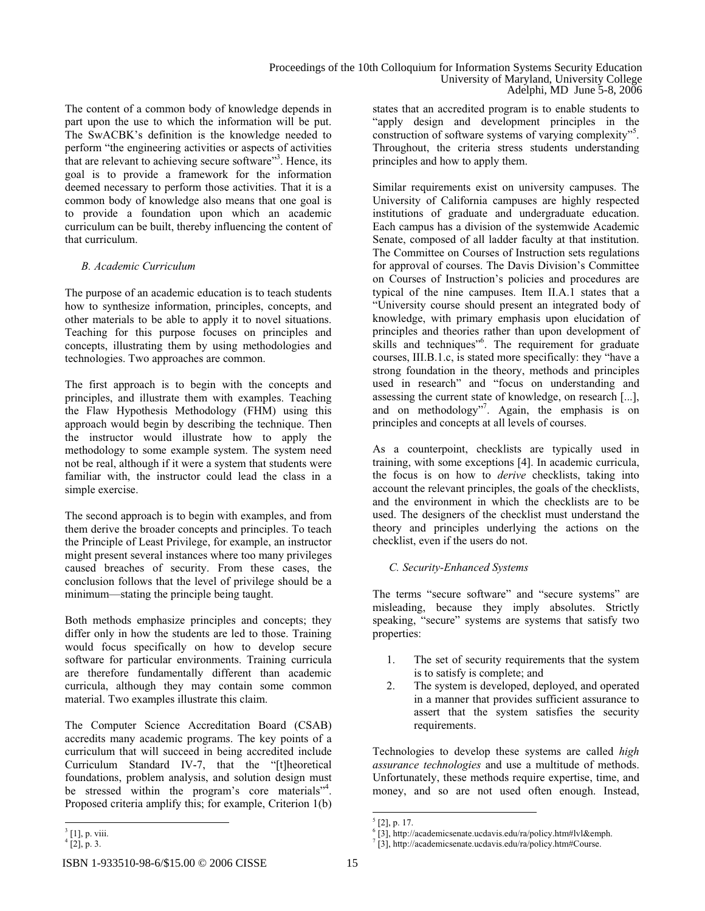The content of a common body of knowledge depends in part upon the use to which the information will be put. The SwACBK's definition is the knowledge needed to perform "the engineering activities or aspects of activities that are relevant to achieving secure software"[3]. Hence, its goal is to provide a framework for the information deemed necessary to perform those activities. That it is a common body of knowledge also means that one goal is to provide a foundation upon which an academic curriculum can be built, thereby influencing the content of that curriculum.

### *B. Academic Curriculum*

The purpose of an academic education is to teach students how to synthesize information, principles, concepts, and other materials to be able to apply it to novel situations. Teaching for this purpose focuses on principles and concepts, illustrating them by using methodologies and technologies. Two approaches are common.

The first approach is to begin with the concepts and principles, and illustrate them with examples. Teaching the Flaw Hypothesis Methodology (FHM) using this approach would begin by describing the technique. Then the instructor would illustrate how to apply the methodology to some example system. The system need not be real, although if it were a system that students were familiar with, the instructor could lead the class in a simple exercise.

The second approach is to begin with examples, and from them derive the broader concepts and principles. To teach the Principle of Least Privilege, for example, an instructor might present several instances where too many privileges caused breaches of security. From these cases, the conclusion follows that the level of privilege should be a minimum—stating the principle being taught.

Both methods emphasize principles and concepts; they differ only in how the students are led to those. Training would focus specifically on how to develop secure software for particular environments. Training curricula are therefore fundamentally different than academic curricula, although they may contain some common material. Two examples illustrate this claim.

The Computer Science Accreditation Board (CSAB) accredits many academic programs. The key points of a curriculum that will succeed in being accredited include Curriculum Standard IV-7, that the "[t]heoretical foundations, problem analysis, and solution design must be stressed within the program's core materials"[4]. Proposed criteria amplify this; for example, Criterion 1(b) states that an accredited program is to enable students to "apply design and development principles in the construction of software systems of varying complexity"[5]. Throughout, the criteria stress students understanding principles and how to apply them.

Similar requirements exist on university campuses. The University of California campuses are highly respected institutions of graduate and undergraduate education. Each campus has a division of the systemwide Academic Senate, composed of all ladder faculty at that institution. The Committee on Courses of Instruction sets regulations for approval of courses. The Davis Division's Committee on Courses of Instruction's policies and procedures are typical of the nine campuses. Item II.A.1 states that a "University course should present an integrated body of knowledge, with primary emphasis upon elucidation of principles and theories rather than upon development of skills and techniques"[6]. The requirement for graduate courses, III.B.1.c, is stated more specifically: they "have a strong foundation in the theory, methods and principles used in research" and "focus on understanding and assessing the current state of knowledge, on research [...], and on methodology"[7]. Again, the emphasis is on principles and concepts at all levels of courses.

As a counterpoint, checklists are typically used in training, with some exceptions [4]. In academic curricula, the focus is on how to *derive* checklists, taking into account the relevant principles, the goals of the checklists, and the environment in which the checklists are to be used. The designers of the checklist must understand the theory and principles underlying the actions on the checklist, even if the users do not.

### *C. Security-Enhanced Systems*

The terms "secure software" and "secure systems" are misleading, because they imply absolutes. Strictly speaking, "secure" systems are systems that satisfy two properties:

1. The set of security requirements that the system is to satisfy is complete; and
2. The system is developed, deployed, and operated in a manner that provides sufficient assurance to assert that the system satisfies the security requirements.

Technologies to develop these systems are called *high assurance technologies* and use a multitude of methods. Unfortunately, these methods require expertise, time, and money, and so are not used often enough. Instead,

---

[3] [1], p. viii.

[4] [2], p. 3.

[5] [2], p. 17.

[6] [3], http://academicsenate.ucdavis.edu/ra/policy.htm#lvl&emph.

[7] [3], http://academicsenate.ucdavis.edu/ra/policy.htm#Course.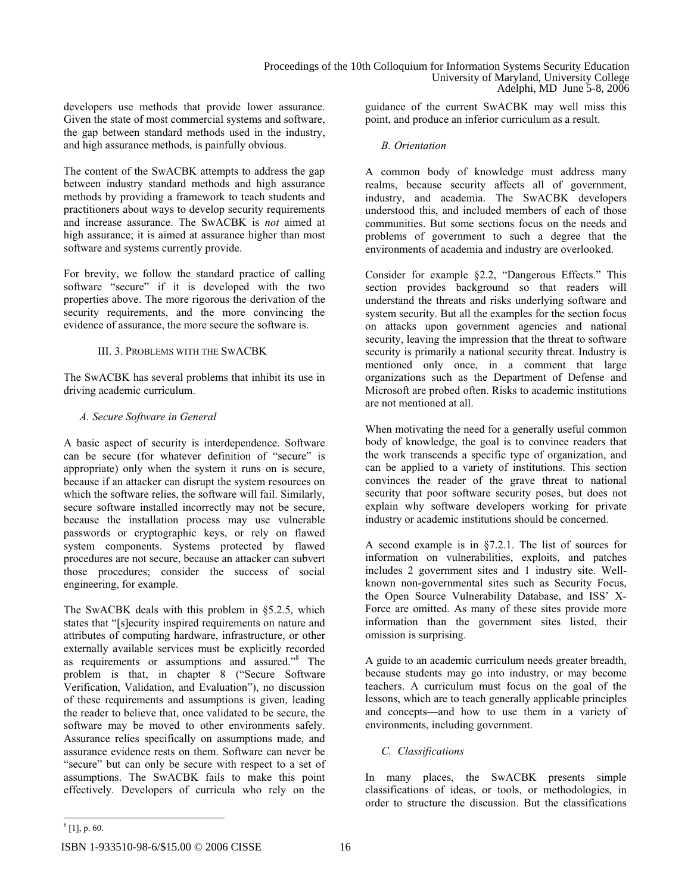developers use methods that provide lower assurance. Given the state of most commercial systems and software, the gap between standard methods used in the industry, and high assurance methods, is painfully obvious.

The content of the SwACBK attempts to address the gap between industry standard methods and high assurance methods by providing a framework to teach students and practitioners about ways to develop security requirements and increase assurance. The SwACBK is *not* aimed at high assurance; it is aimed at assurance higher than most software and systems currently provide.

For brevity, we follow the standard practice of calling software "secure" if it is developed with the two properties above. The more rigorous the derivation of the security requirements, and the more convincing the evidence of assurance, the more secure the software is.

## III. 3. Problems with the SwACBK

The SwACBK has several problems that inhibit its use in driving academic curriculum.

### *A. Secure Software in General*

A basic aspect of security is interdependence. Software can be secure (for whatever definition of "secure" is appropriate) only when the system it runs on is secure, because if an attacker can disrupt the system resources on which the software relies, the software will fail. Similarly, secure software installed incorrectly may not be secure, because the installation process may use vulnerable passwords or cryptographic keys, or rely on flawed system components. Systems protected by flawed procedures are not secure, because an attacker can subvert those procedures; consider the success of social engineering, for example.

The SwACBK deals with this problem in §5.2.5, which states that "[s]ecurity inspired requirements on nature and attributes of computing hardware, infrastructure, or other externally available services must be explicitly recorded as requirements or assumptions and assured."[8] The problem is that, in chapter 8 ("Secure Software Verification, Validation, and Evaluation"), no discussion of these requirements and assumptions is given, leading the reader to believe that, once validated to be secure, the software may be moved to other environments safely. Assurance relies specifically on assumptions made, and assurance evidence rests on them. Software can never be "secure" but can only be secure with respect to a set of assumptions. The SwACBK fails to make this point effectively. Developers of curricula who rely on the guidance of the current SwACBK may well miss this point, and produce an inferior curriculum as a result.

### *B. Orientation*

A common body of knowledge must address many realms, because security affects all of government, industry, and academia. The SwACBK developers understood this, and included members of each of those communities. But some sections focus on the needs and problems of government to such a degree that the environments of academia and industry are overlooked.

Consider for example §2.2, "Dangerous Effects." This section provides background so that readers will understand the threats and risks underlying software and system security. But all the examples for the section focus on attacks upon government agencies and national security, leaving the impression that the threat to software security is primarily a national security threat. Industry is mentioned only once, in a comment that large organizations such as the Department of Defense and Microsoft are probed often. Risks to academic institutions are not mentioned at all.

When motivating the need for a generally useful common body of knowledge, the goal is to convince readers that the work transcends a specific type of organization, and can be applied to a variety of institutions. This section convinces the reader of the grave threat to national security that poor software security poses, but does not explain why software developers working for private industry or academic institutions should be concerned.

A second example is in §7.2.1. The list of sources for information on vulnerabilities, exploits, and patches includes 2 government sites and 1 industry site. Well-known non-governmental sites such as Security Focus, the Open Source Vulnerability Database, and ISS' X-Force are omitted. As many of these sites provide more information than the government sites listed, their omission is surprising.

A guide to an academic curriculum needs greater breadth, because students may go into industry, or may become teachers. A curriculum must focus on the goal of the lessons, which are to teach generally applicable principles and concepts—and how to use them in a variety of environments, including government.

### *C. Classifications*

In many places, the SwACBK presents simple classifications of ideas, or tools, or methodologies, in order to structure the discussion. But the classifications

[8] [1], p. 60.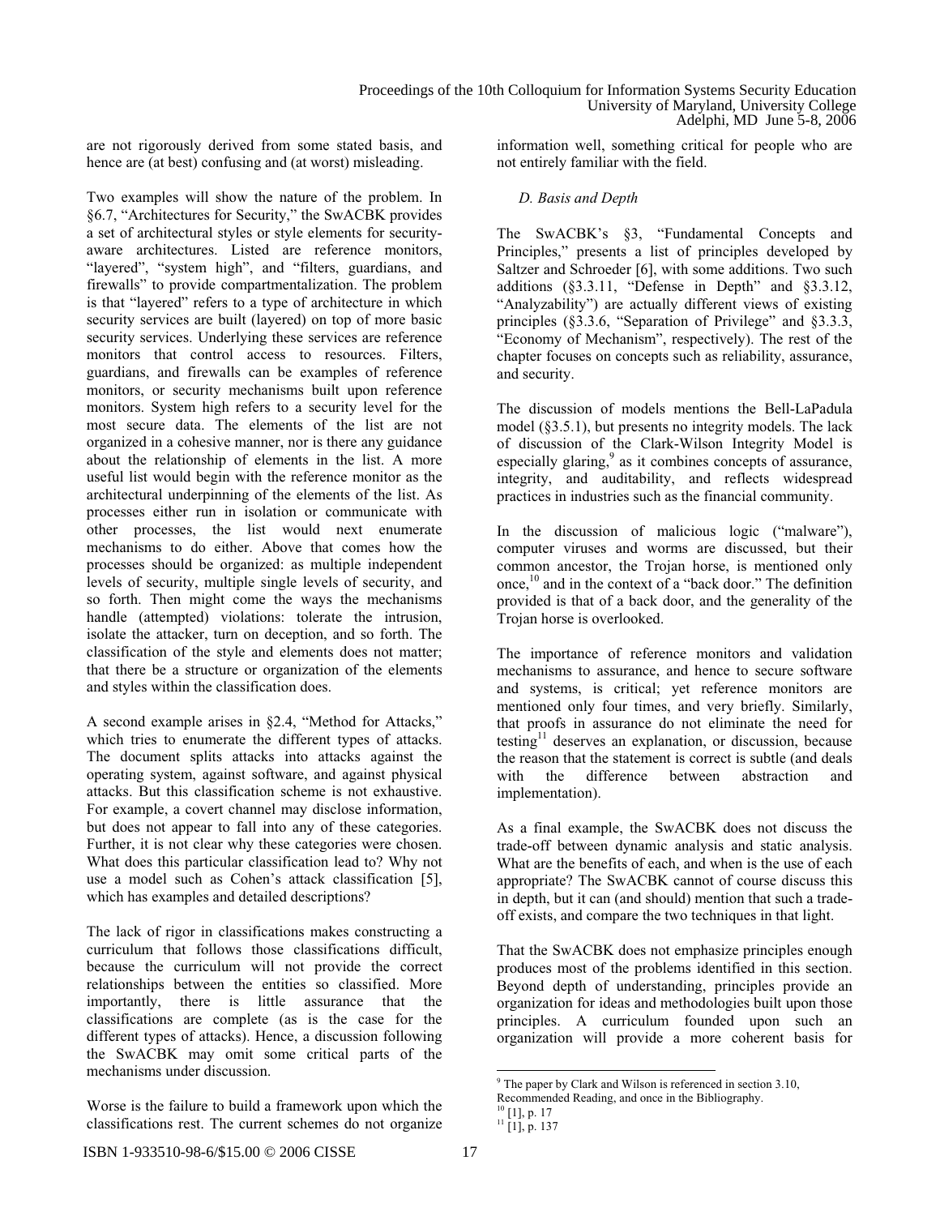are not rigorously derived from some stated basis, and hence are (at best) confusing and (at worst) misleading.

Two examples will show the nature of the problem. In §6.7, "Architectures for Security," the SwACBK provides a set of architectural styles or style elements for security-aware architectures. Listed are reference monitors, "layered", "system high", and "filters, guardians, and firewalls" to provide compartmentalization. The problem is that "layered" refers to a type of architecture in which security services are built (layered) on top of more basic security services. Underlying these services are reference monitors that control access to resources. Filters, guardians, and firewalls can be examples of reference monitors, or security mechanisms built upon reference monitors. System high refers to a security level for the most secure data. The elements of the list are not organized in a cohesive manner, nor is there any guidance about the relationship of elements in the list. A more useful list would begin with the reference monitor as the architectural underpinning of the elements of the list. As processes either run in isolation or communicate with other processes, the list would next enumerate mechanisms to do either. Above that comes how the processes should be organized: as multiple independent levels of security, multiple single levels of security, and so forth. Then might come the ways the mechanisms handle (attempted) violations: tolerate the intrusion, isolate the attacker, turn on deception, and so forth. The classification of the style and elements does not matter; that there be a structure or organization of the elements and styles within the classification does.

A second example arises in §2.4, "Method for Attacks," which tries to enumerate the different types of attacks. The document splits attacks into attacks against the operating system, against software, and against physical attacks. But this classification scheme is not exhaustive. For example, a covert channel may disclose information, but does not appear to fall into any of these categories. Further, it is not clear why these categories were chosen. What does this particular classification lead to? Why not use a model such as Cohen's attack classification [5], which has examples and detailed descriptions?

The lack of rigor in classifications makes constructing a curriculum that follows those classifications difficult, because the curriculum will not provide the correct relationships between the entities so classified. More importantly, there is little assurance that the classifications are complete (as is the case for the different types of attacks). Hence, a discussion following the SwACBK may omit some critical parts of the mechanisms under discussion.

Worse is the failure to build a framework upon which the classifications rest. The current schemes do not organize information well, something critical for people who are not entirely familiar with the field.

### *D. Basis and Depth*

The SwACBK's §3, "Fundamental Concepts and Principles," presents a list of principles developed by Saltzer and Schroeder [6], with some additions. Two such additions (§3.3.11, "Defense in Depth" and §3.3.12, "Analyzability") are actually different views of existing principles (§3.3.6, "Separation of Privilege" and §3.3.3, "Economy of Mechanism", respectively). The rest of the chapter focuses on concepts such as reliability, assurance, and security.

The discussion of models mentions the Bell-LaPadula model (§3.5.1), but presents no integrity models. The lack of discussion of the Clark-Wilson Integrity Model is especially glaring,[9] as it combines concepts of assurance, integrity, and auditability, and reflects widespread practices in industries such as the financial community.

In the discussion of malicious logic ("malware"), computer viruses and worms are discussed, but their common ancestor, the Trojan horse, is mentioned only once,[10] and in the context of a "back door." The definition provided is that of a back door, and the generality of the Trojan horse is overlooked.

The importance of reference monitors and validation mechanisms to assurance, and hence to secure software and systems, is critical; yet reference monitors are mentioned only four times, and very briefly. Similarly, that proofs in assurance do not eliminate the need for testing[11] deserves an explanation, or discussion, because the reason that the statement is correct is subtle (and deals with the difference between abstraction and implementation).

As a final example, the SwACBK does not discuss the trade-off between dynamic analysis and static analysis. What are the benefits of each, and when is the use of each appropriate? The SwACBK cannot of course discuss this in depth, but it can (and should) mention that such a trade-off exists, and compare the two techniques in that light.

That the SwACBK does not emphasize principles enough produces most of the problems identified in this section. Beyond depth of understanding, principles provide an organization for ideas and methodologies built upon those principles. A curriculum founded upon such an organization will provide a more coherent basis for

[9] The paper by Clark and Wilson is referenced in section 3.10, Recommended Reading, and once in the Bibliography.

[10] [1], p. 17

[11] [1], p. 137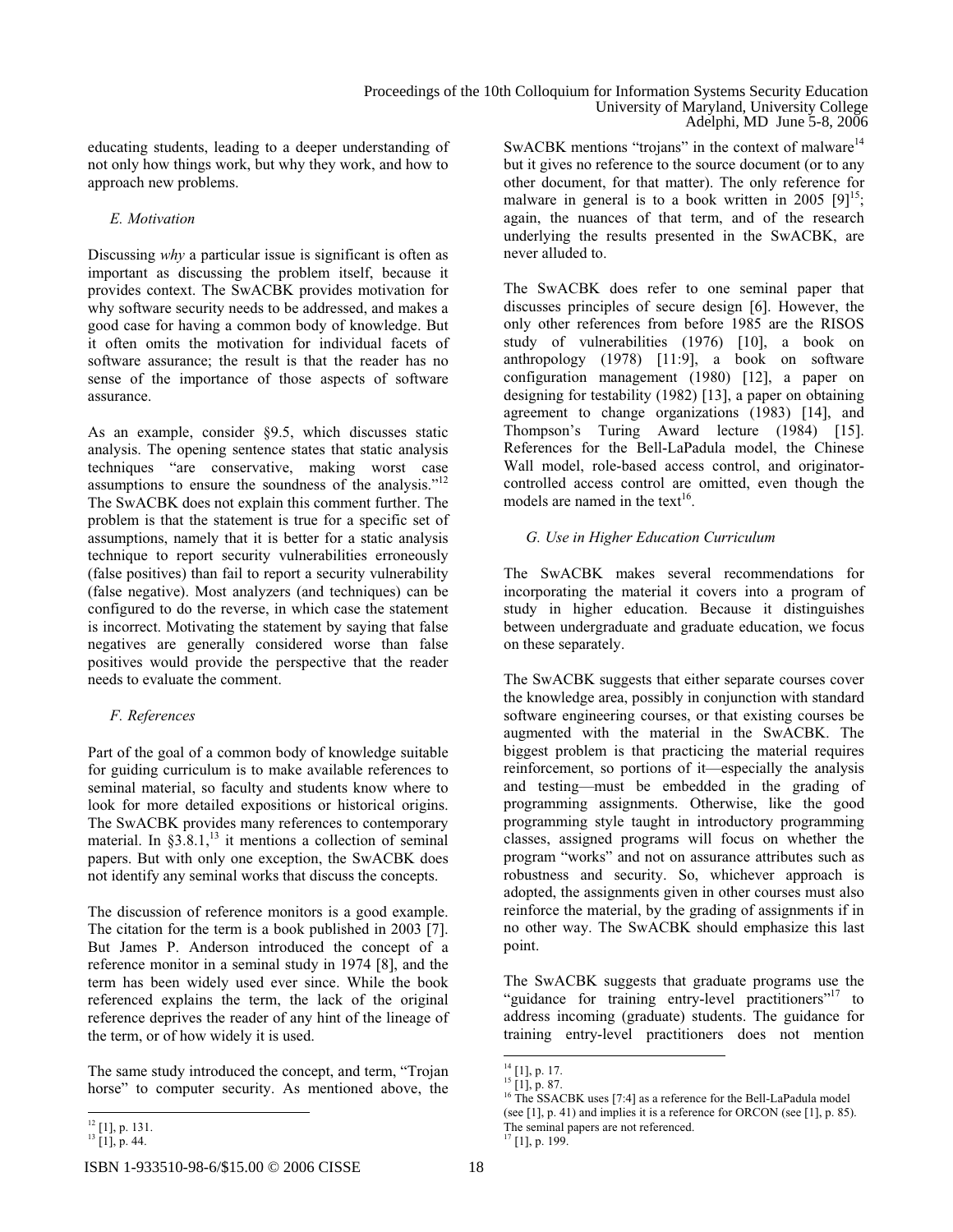educating students, leading to a deeper understanding of not only how things work, but why they work, and how to approach new problems.

### E. Motivation

Discussing *why* a particular issue is significant is often as important as discussing the problem itself, because it provides context. The SwACBK provides motivation for why software security needs to be addressed, and makes a good case for having a common body of knowledge. But it often omits the motivation for individual facets of software assurance; the result is that the reader has no sense of the importance of those aspects of software assurance.

As an example, consider §9.5, which discusses static analysis. The opening sentence states that static analysis techniques "are conservative, making worst case assumptions to ensure the soundness of the analysis."[12] The SwACBK does not explain this comment further. The problem is that the statement is true for a specific set of assumptions, namely that it is better for a static analysis technique to report security vulnerabilities erroneously (false positives) than fail to report a security vulnerability (false negative). Most analyzers (and techniques) can be configured to do the reverse, in which case the statement is incorrect. Motivating the statement by saying that false negatives are generally considered worse than false positives would provide the perspective that the reader needs to evaluate the comment.

### F. References

Part of the goal of a common body of knowledge suitable for guiding curriculum is to make available references to seminal material, so faculty and students know where to look for more detailed expositions or historical origins. The SwACBK provides many references to contemporary material. In §3.8.1,[13] it mentions a collection of seminal papers. But with only one exception, the SwACBK does not identify any seminal works that discuss the concepts.

The discussion of reference monitors is a good example. The citation for the term is a book published in 2003 [7]. But James P. Anderson introduced the concept of a reference monitor in a seminal study in 1974 [8], and the term has been widely used ever since. While the book referenced explains the term, the lack of the original reference deprives the reader of any hint of the lineage of the term, or of how widely it is used.

The same study introduced the concept, and term, "Trojan horse" to computer security. As mentioned above, the SwACBK mentions "trojans" in the context of malware[14] but it gives no reference to the source document (or to any other document, for that matter). The only reference for malware in general is to a book written in 2005 [9][15]; again, the nuances of that term, and of the research underlying the results presented in the SwACBK, are never alluded to.

The SwACBK does refer to one seminal paper that discusses principles of secure design [6]. However, the only other references from before 1985 are the RISOS study of vulnerabilities (1976) [10], a book on anthropology (1978) [11:9], a book on software configuration management (1980) [12], a paper on designing for testability (1982) [13], a paper on obtaining agreement to change organizations (1983) [14], and Thompson's Turing Award lecture (1984) [15]. References for the Bell-LaPadula model, the Chinese Wall model, role-based access control, and originator-controlled access control are omitted, even though the models are named in the text[16].

### G. Use in Higher Education Curriculum

The SwACBK makes several recommendations for incorporating the material it covers into a program of study in higher education. Because it distinguishes between undergraduate and graduate education, we focus on these separately.

The SwACBK suggests that either separate courses cover the knowledge area, possibly in conjunction with standard software engineering courses, or that existing courses be augmented with the material in the SwACBK. The biggest problem is that practicing the material requires reinforcement, so portions of it—especially the analysis and testing—must be embedded in the grading of programming assignments. Otherwise, like the good programming style taught in introductory programming classes, assigned programs will focus on whether the program "works" and not on assurance attributes such as robustness and security. So, whichever approach is adopted, the assignments given in other courses must also reinforce the material, by the grading of assignments if in no other way. The SwACBK should emphasize this last point.

The SwACBK suggests that graduate programs use the "guidance for training entry-level practitioners"[17] to address incoming (graduate) students. The guidance for training entry-level practitioners does not mention

---

[12] [1], p. 131.

[13] [1], p. 44.

[14] [1], p. 17.

[15] [1], p. 87.

[16] The SSACBK uses [7:4] as a reference for the Bell-LaPadula model (see [1], p. 41) and implies it is a reference for ORCON (see [1], p. 85). The seminal papers are not referenced.

[17] [1], p. 199.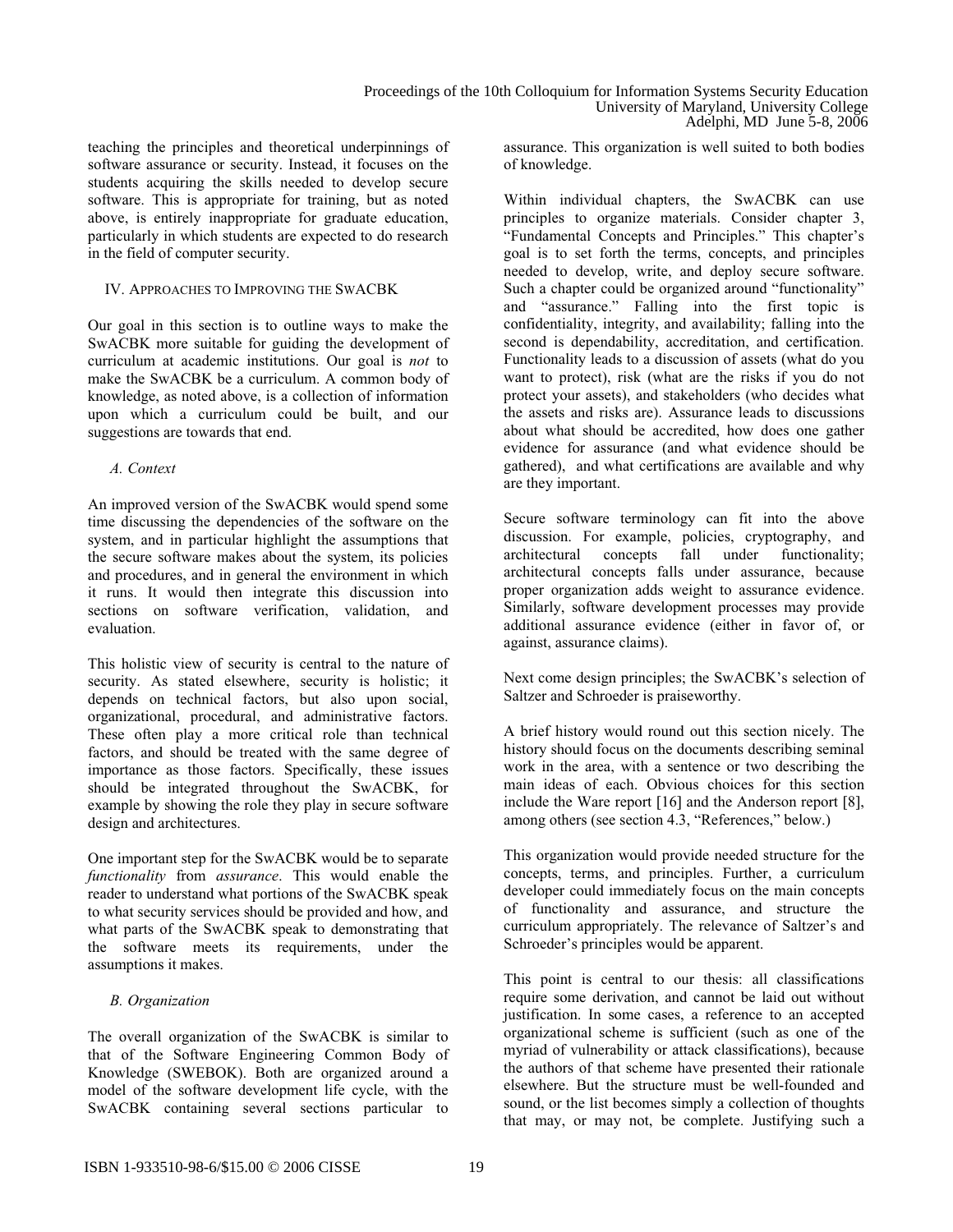teaching the principles and theoretical underpinnings of software assurance or security. Instead, it focuses on the students acquiring the skills needed to develop secure software. This is appropriate for training, but as noted above, is entirely inappropriate for graduate education, particularly in which students are expected to do research in the field of computer security.

## IV. Approaches to Improving the SwACBK

Our goal in this section is to outline ways to make the SwACBK more suitable for guiding the development of curriculum at academic institutions. Our goal is *not* to make the SwACBK be a curriculum. A common body of knowledge, as noted above, is a collection of information upon which a curriculum could be built, and our suggestions are towards that end.

### *A. Context*

An improved version of the SwACBK would spend some time discussing the dependencies of the software on the system, and in particular highlight the assumptions that the secure software makes about the system, its policies and procedures, and in general the environment in which it runs. It would then integrate this discussion into sections on software verification, validation, and evaluation.

This holistic view of security is central to the nature of security. As stated elsewhere, security is holistic; it depends on technical factors, but also upon social, organizational, procedural, and administrative factors. These often play a more critical role than technical factors, and should be treated with the same degree of importance as those factors. Specifically, these issues should be integrated throughout the SwACBK, for example by showing the role they play in secure software design and architectures.

One important step for the SwACBK would be to separate *functionality* from *assurance*. This would enable the reader to understand what portions of the SwACBK speak to what security services should be provided and how, and what parts of the SwACBK speak to demonstrating that the software meets its requirements, under the assumptions it makes.

### *B. Organization*

The overall organization of the SwACBK is similar to that of the Software Engineering Common Body of Knowledge (SWEBOK). Both are organized around a model of the software development life cycle, with the SwACBK containing several sections particular to assurance. This organization is well suited to both bodies of knowledge.

Within individual chapters, the SwACBK can use principles to organize materials. Consider chapter 3, "Fundamental Concepts and Principles." This chapter's goal is to set forth the terms, concepts, and principles needed to develop, write, and deploy secure software. Such a chapter could be organized around "functionality" and "assurance." Falling into the first topic is confidentiality, integrity, and availability; falling into the second is dependability, accreditation, and certification. Functionality leads to a discussion of assets (what do you want to protect), risk (what are the risks if you do not protect your assets), and stakeholders (who decides what the assets and risks are). Assurance leads to discussions about what should be accredited, how does one gather evidence for assurance (and what evidence should be gathered), and what certifications are available and why are they important.

Secure software terminology can fit into the above discussion. For example, policies, cryptography, and architectural concepts fall under functionality; architectural concepts falls under assurance, because proper organization adds weight to assurance evidence. Similarly, software development processes may provide additional assurance evidence (either in favor of, or against, assurance claims).

Next come design principles; the SwACBK's selection of Saltzer and Schroeder is praiseworthy.

A brief history would round out this section nicely. The history should focus on the documents describing seminal work in the area, with a sentence or two describing the main ideas of each. Obvious choices for this section include the Ware report [16] and the Anderson report [8], among others (see section 4.3, "References," below.)

This organization would provide needed structure for the concepts, terms, and principles. Further, a curriculum developer could immediately focus on the main concepts of functionality and assurance, and structure the curriculum appropriately. The relevance of Saltzer's and Schroeder's principles would be apparent.

This point is central to our thesis: all classifications require some derivation, and cannot be laid out without justification. In some cases, a reference to an accepted organizational scheme is sufficient (such as one of the myriad of vulnerability or attack classifications), because the authors of that scheme have presented their rationale elsewhere. But the structure must be well-founded and sound, or the list becomes simply a collection of thoughts that may, or may not, be complete. Justifying such a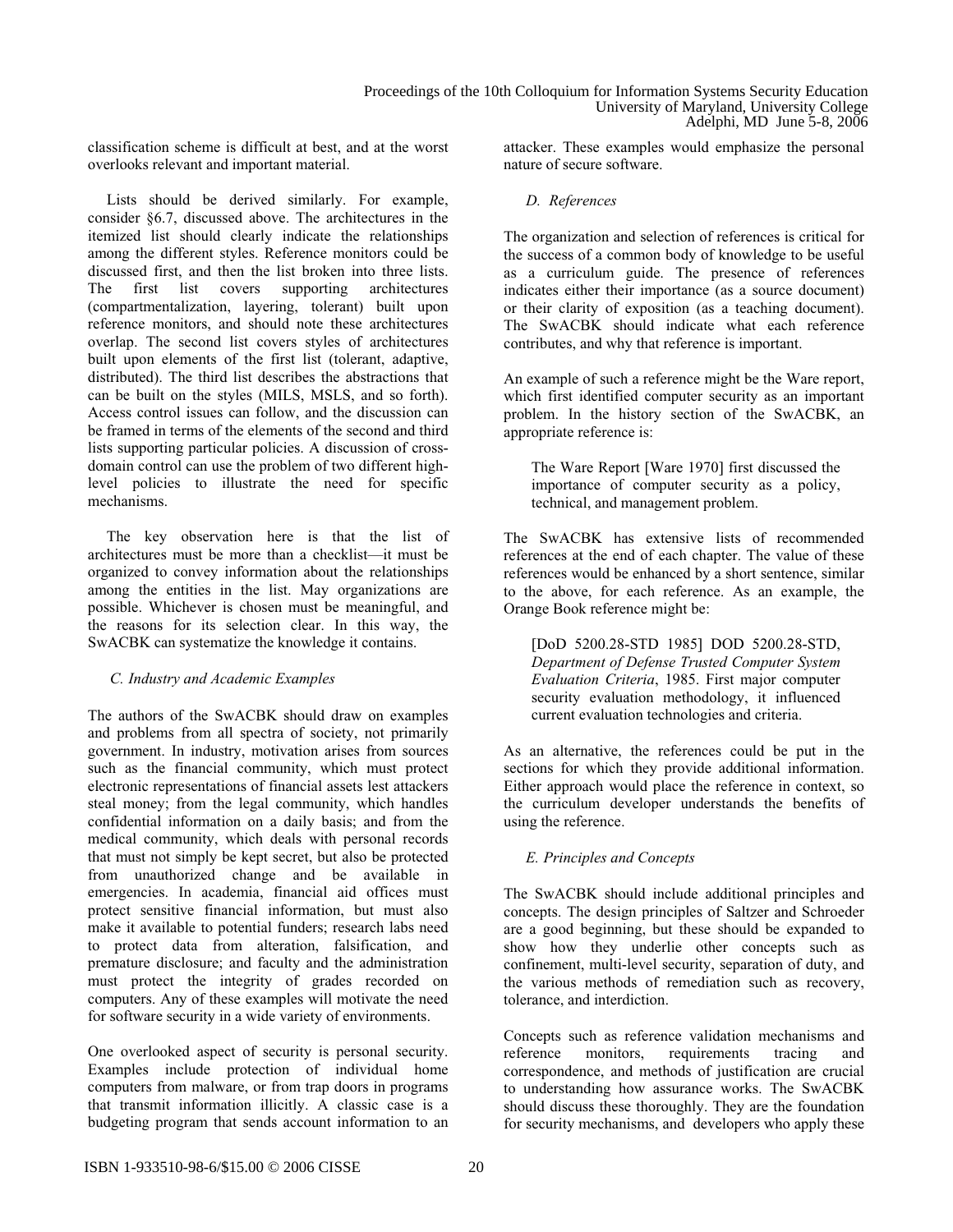classification scheme is difficult at best, and at the worst overlooks relevant and important material.

Lists should be derived similarly. For example, consider §6.7, discussed above. The architectures in the itemized list should clearly indicate the relationships among the different styles. Reference monitors could be discussed first, and then the list broken into three lists. The first list covers supporting architectures (compartmentalization, layering, tolerant) built upon reference monitors, and should note these architectures overlap. The second list covers styles of architectures built upon elements of the first list (tolerant, adaptive, distributed). The third list describes the abstractions that can be built on the styles (MILS, MSLS, and so forth). Access control issues can follow, and the discussion can be framed in terms of the elements of the second and third lists supporting particular policies. A discussion of cross-domain control can use the problem of two different high-level policies to illustrate the need for specific mechanisms.

The key observation here is that the list of architectures must be more than a checklist—it must be organized to convey information about the relationships among the entities in the list. May organizations are possible. Whichever is chosen must be meaningful, and the reasons for its selection clear. In this way, the SwACBK can systematize the knowledge it contains.

### *C. Industry and Academic Examples*

The authors of the SwACBK should draw on examples and problems from all spectra of society, not primarily government. In industry, motivation arises from sources such as the financial community, which must protect electronic representations of financial assets lest attackers steal money; from the legal community, which handles confidential information on a daily basis; and from the medical community, which deals with personal records that must not simply be kept secret, but also be protected from unauthorized change and be available in emergencies. In academia, financial aid offices must protect sensitive financial information, but must also make it available to potential funders; research labs need to protect data from alteration, falsification, and premature disclosure; and faculty and the administration must protect the integrity of grades recorded on computers. Any of these examples will motivate the need for software security in a wide variety of environments.

One overlooked aspect of security is personal security. Examples include protection of individual home computers from malware, or from trap doors in programs that transmit information illicitly. A classic case is a budgeting program that sends account information to an attacker. These examples would emphasize the personal nature of secure software.

### *D. References*

The organization and selection of references is critical for the success of a common body of knowledge to be useful as a curriculum guide. The presence of references indicates either their importance (as a source document) or their clarity of exposition (as a teaching document). The SwACBK should indicate what each reference contributes, and why that reference is important.

An example of such a reference might be the Ware report, which first identified computer security as an important problem. In the history section of the SwACBK, an appropriate reference is:

> The Ware Report [Ware 1970] first discussed the importance of computer security as a policy, technical, and management problem.

The SwACBK has extensive lists of recommended references at the end of each chapter. The value of these references would be enhanced by a short sentence, similar to the above, for each reference. As an example, the Orange Book reference might be:

> [DoD 5200.28-STD 1985] DOD 5200.28-STD, *Department of Defense Trusted Computer System Evaluation Criteria*, 1985. First major computer security evaluation methodology, it influenced current evaluation technologies and criteria.

As an alternative, the references could be put in the sections for which they provide additional information. Either approach would place the reference in context, so the curriculum developer understands the benefits of using the reference.

### *E. Principles and Concepts*

The SwACBK should include additional principles and concepts. The design principles of Saltzer and Schroeder are a good beginning, but these should be expanded to show how they underlie other concepts such as confinement, multi-level security, separation of duty, and the various methods of remediation such as recovery, tolerance, and interdiction.

Concepts such as reference validation mechanisms and reference monitors, requirements tracing and correspondence, and methods of justification are crucial to understanding how assurance works. The SwACBK should discuss these thoroughly. They are the foundation for security mechanisms, and developers who apply these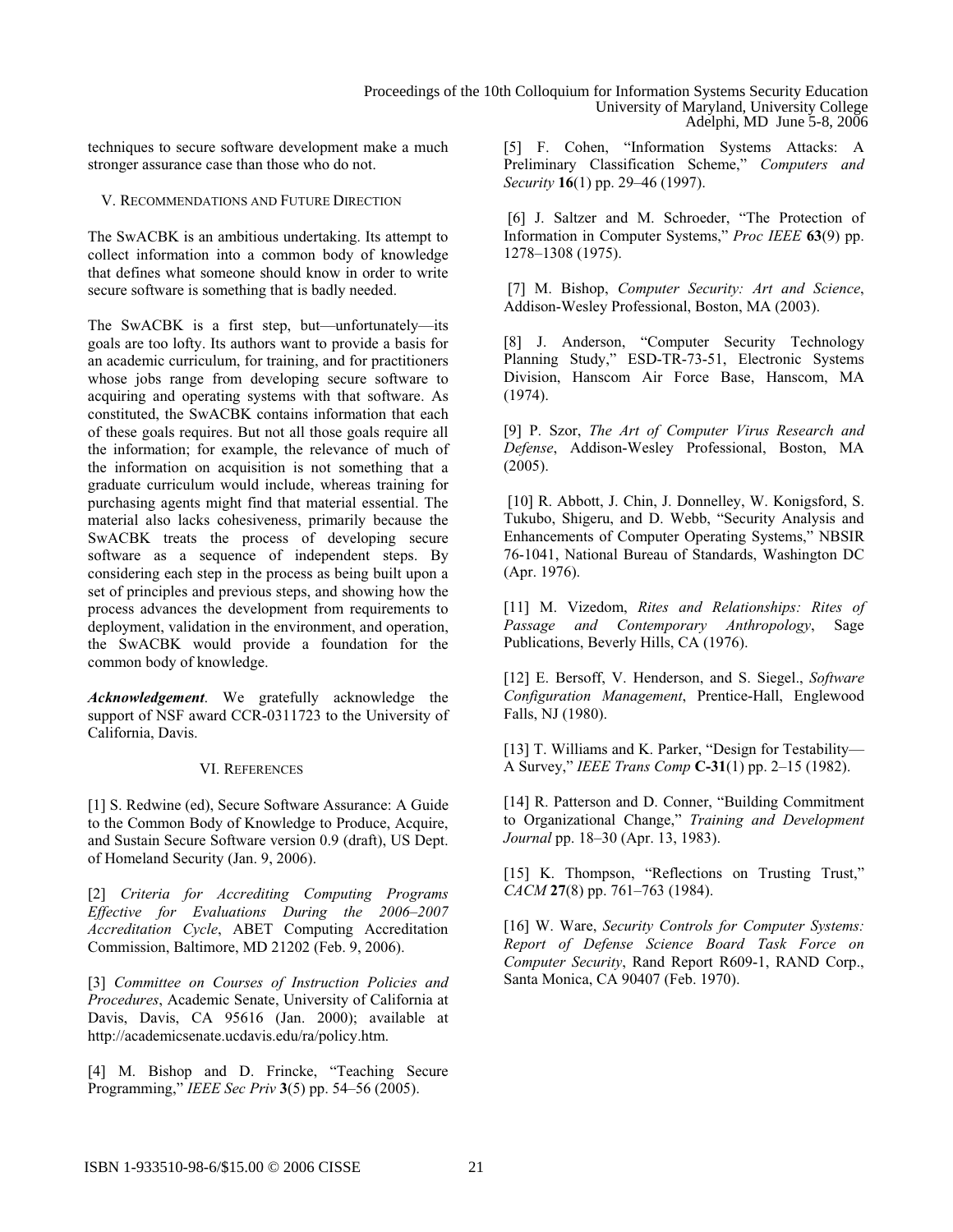techniques to secure software development make a much stronger assurance case than those who do not.

## V. Recommendations and Future Direction

The SwACBK is an ambitious undertaking. Its attempt to collect information into a common body of knowledge that defines what someone should know in order to write secure software is something that is badly needed.

The SwACBK is a first step, but—unfortunately—its goals are too lofty. Its authors want to provide a basis for an academic curriculum, for training, and for practitioners whose jobs range from developing secure software to acquiring and operating systems with that software. As constituted, the SwACBK contains information that each of these goals requires. But not all those goals require all the information; for example, the relevance of much of the information on acquisition is not something that a graduate curriculum would include, whereas training for purchasing agents might find that material essential. The material also lacks cohesiveness, primarily because the SwACBK treats the process of developing secure software as a sequence of independent steps. By considering each step in the process as being built upon a set of principles and previous steps, and showing how the process advances the development from requirements to deployment, validation in the environment, and operation, the SwACBK would provide a foundation for the common body of knowledge.

***Acknowledgement***. We gratefully acknowledge the support of NSF award CCR-0311723 to the University of California, Davis.

## VI. References

[1] S. Redwine (ed), Secure Software Assurance: A Guide to the Common Body of Knowledge to Produce, Acquire, and Sustain Secure Software version 0.9 (draft), US Dept. of Homeland Security (Jan. 9, 2006).

[2] *Criteria for Accrediting Computing Programs Effective for Evaluations During the 2006–2007 Accreditation Cycle*, ABET Computing Accreditation Commission, Baltimore, MD 21202 (Feb. 9, 2006).

[3] *Committee on Courses of Instruction Policies and Procedures*, Academic Senate, University of California at Davis, Davis, CA 95616 (Jan. 2000); available at http://academicsenate.ucdavis.edu/ra/policy.htm.

[4] M. Bishop and D. Frincke, "Teaching Secure Programming," *IEEE Sec Priv* **3**(5) pp. 54–56 (2005).

[5] F. Cohen, "Information Systems Attacks: A Preliminary Classification Scheme," *Computers and Security* **16**(1) pp. 29–46 (1997).

[6] J. Saltzer and M. Schroeder, "The Protection of Information in Computer Systems," *Proc IEEE* **63**(9) pp. 1278–1308 (1975).

[7] M. Bishop, *Computer Security: Art and Science*, Addison-Wesley Professional, Boston, MA (2003).

[8] J. Anderson, "Computer Security Technology Planning Study," ESD-TR-73-51, Electronic Systems Division, Hanscom Air Force Base, Hanscom, MA (1974).

[9] P. Szor, *The Art of Computer Virus Research and Defense*, Addison-Wesley Professional, Boston, MA (2005).

[10] R. Abbott, J. Chin, J. Donnelley, W. Konigsford, S. Tukubo, Shigeru, and D. Webb, "Security Analysis and Enhancements of Computer Operating Systems," NBSIR 76-1041, National Bureau of Standards, Washington DC (Apr. 1976).

[11] M. Vizedom, *Rites and Relationships: Rites of Passage and Contemporary Anthropology*, Sage Publications, Beverly Hills, CA (1976).

[12] E. Bersoff, V. Henderson, and S. Siegel., *Software Configuration Management*, Prentice-Hall, Englewood Falls, NJ (1980).

[13] T. Williams and K. Parker, "Design for Testability—A Survey," *IEEE Trans Comp* **C-31**(1) pp. 2–15 (1982).

[14] R. Patterson and D. Conner, "Building Commitment to Organizational Change," *Training and Development Journal* pp. 18–30 (Apr. 13, 1983).

[15] K. Thompson, "Reflections on Trusting Trust," *CACM* **27**(8) pp. 761–763 (1984).

[16] W. Ware, *Security Controls for Computer Systems: Report of Defense Science Board Task Force on Computer Security*, Rand Report R609-1, RAND Corp., Santa Monica, CA 90407 (Feb. 1970).